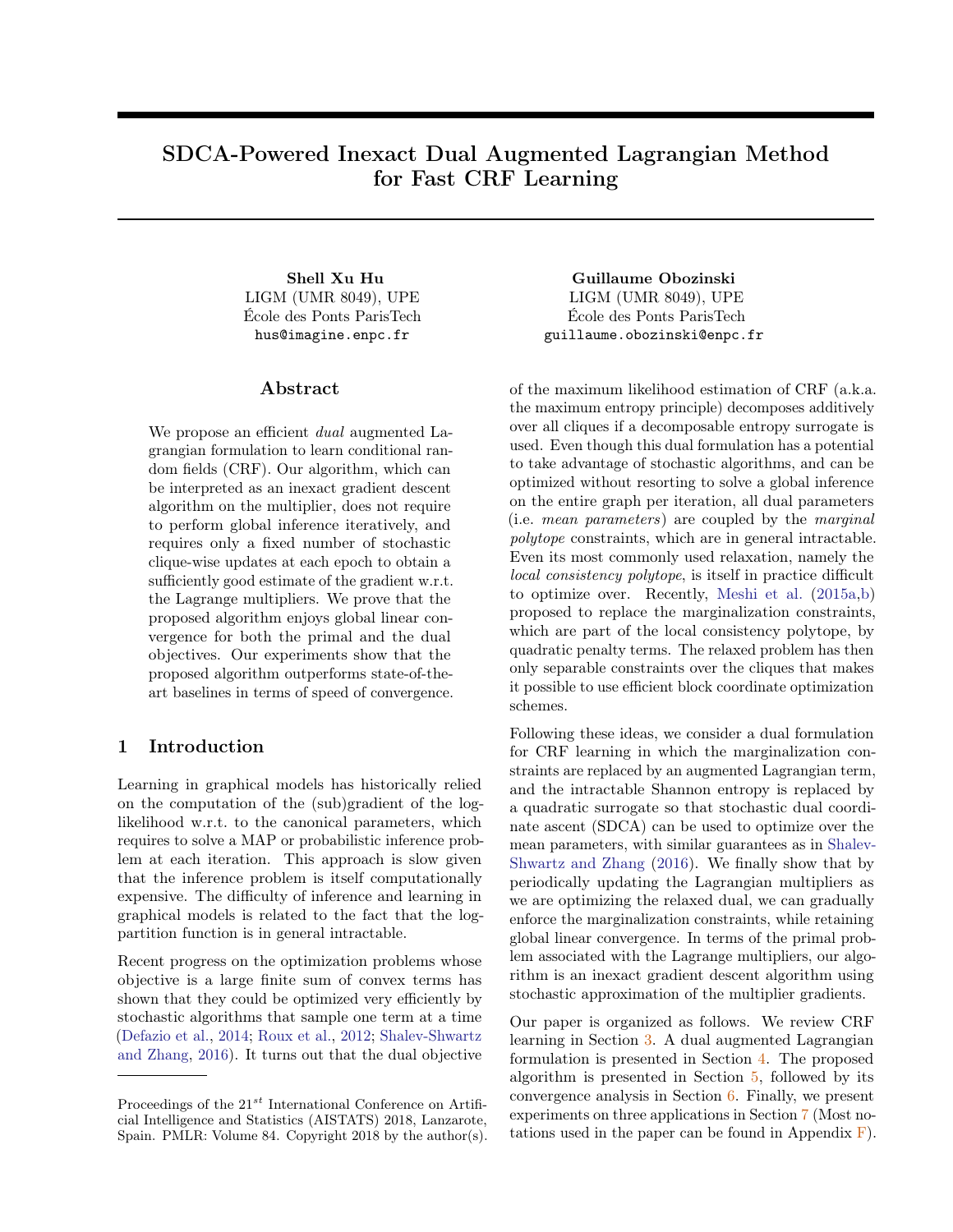# SDCA-Powered Inexact Dual Augmented Lagrangian Method for Fast CRF Learning

**Shell Xu Hu**
LIGM (UMR 8049), UPE
École des Ponts ParisTech
`hus@imagine.enpc.fr`

**Guillaume Obozinski**
LIGM (UMR 8049), UPE
École des Ponts ParisTech
`guillaume.obozinski@enpc.fr`

## Abstract

We propose an efficient *dual* augmented Lagrangian formulation to learn conditional random fields (CRF). Our algorithm, which can be interpreted as an inexact gradient descent algorithm on the multiplier, does not require to perform global inference iteratively, and requires only a fixed number of stochastic clique-wise updates at each epoch to obtain a sufficiently good estimate of the gradient w.r.t. the Lagrange multipliers. We prove that the proposed algorithm enjoys global linear convergence for both the primal and the dual objectives. Our experiments show that the proposed algorithm outperforms state-of-the-art baselines in terms of speed of convergence.

## 1 Introduction

Learning in graphical models has historically relied on the computation of the (sub)gradient of the log-likelihood w.r.t. to the canonical parameters, which requires to solve a MAP or probabilistic inference problem at each iteration. This approach is slow given that the inference problem is itself computationally expensive. The difficulty of inference and learning in graphical models is related to the fact that the log-partition function is in general intractable.

Recent progress on the optimization problems whose objective is a large finite sum of convex terms has shown that they could be optimized very efficiently by stochastic algorithms that sample one term at a time (Defazio et al., 2014; Roux et al., 2012; Shalev-Shwartz and Zhang, 2016). It turns out that the dual objective of the maximum likelihood estimation of CRF (a.k.a. the maximum entropy principle) decomposes additively over all cliques if a decomposable entropy surrogate is used. Even though this dual formulation has a potential to take advantage of stochastic algorithms, and can be optimized without resorting to solve a global inference on the entire graph per iteration, all dual parameters (i.e. *mean parameters*) are coupled by the *marginal polytope* constraints, which are in general intractable. Even its most commonly used relaxation, namely the *local consistency polytope*, is itself in practice difficult to optimize over. Recently, Meshi et al. (2015a,b) proposed to replace the marginalization constraints, which are part of the local consistency polytope, by quadratic penalty terms. The relaxed problem has then only separable constraints over the cliques that makes it possible to use efficient block coordinate optimization schemes.

Following these ideas, we consider a dual formulation for CRF learning in which the marginalization constraints are replaced by an augmented Lagrangian term, and the intractable Shannon entropy is replaced by a quadratic surrogate so that stochastic dual coordinate ascent (SDCA) can be used to optimize over the mean parameters, with similar guarantees as in Shalev-Shwartz and Zhang (2016). We finally show that by periodically updating the Lagrangian multipliers as we are optimizing the relaxed dual, we can gradually enforce the marginalization constraints, while retaining global linear convergence. In terms of the primal problem associated with the Lagrange multipliers, our algorithm is an inexact gradient descent algorithm using stochastic approximation of the multiplier gradients.

Our paper is organized as follows. We review CRF learning in Section 3. A dual augmented Lagrangian formulation is presented in Section 4. The proposed algorithm is presented in Section 5, followed by its convergence analysis in Section 6. Finally, we present experiments on three applications in Section 7 (Most notations used in the paper can be found in Appendix F).

---

Proceedings of the $21^{st}$ International Conference on Artificial Intelligence and Statistics (AISTATS) 2018, Lanzarote, Spain. PMLR: Volume 84. Copyright 2018 by the author(s).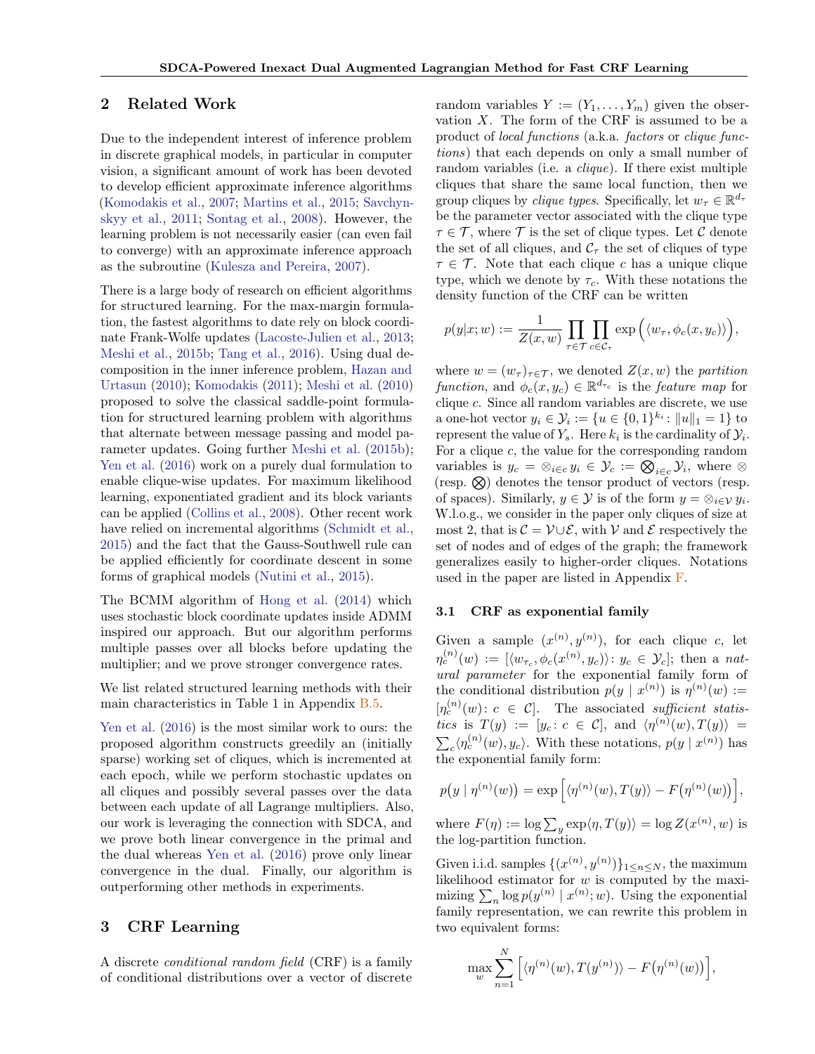## 2 Related Work

Due to the independent interest of inference problem in discrete graphical models, in particular in computer vision, a significant amount of work has been devoted to develop efficient approximate inference algorithms (Komodakis et al., 2007; Martins et al., 2015; Savchynskyy et al., 2011; Sontag et al., 2008). However, the learning problem is not necessarily easier (can even fail to converge) with an approximate inference approach as the subroutine (Kulesza and Pereira, 2007).

There is a large body of research on efficient algorithms for structured learning. For the max-margin formulation, the fastest algorithms to date rely on block coordinate Frank-Wolfe updates (Lacoste-Julien et al., 2013; Meshi et al., 2015b; Tang et al., 2016). Using dual decomposition in the inner inference problem, Hazan and Urtasun (2010); Komodakis (2011); Meshi et al. (2010) proposed to solve the classical saddle-point formulation for structured learning problem with algorithms that alternate between message passing and model parameter updates. Going further Meshi et al. (2015b); Yen et al. (2016) work on a purely dual formulation to enable clique-wise updates. For maximum likelihood learning, exponentiated gradient and its block variants can be applied (Collins et al., 2008). Other recent work have relied on incremental algorithms (Schmidt et al., 2015) and the fact that the Gauss-Southwell rule can be applied efficiently for coordinate descent in some forms of graphical models (Nutini et al., 2015).

The BCMM algorithm of Hong et al. (2014) which uses stochastic block coordinate updates inside ADMM inspired our approach. But our algorithm performs multiple passes over all blocks before updating the multiplier; and we prove stronger convergence rates.

We list related structured learning methods with their main characteristics in Table 1 in Appendix B.5.

Yen et al. (2016) is the most similar work to ours: the proposed algorithm constructs greedily an (initially sparse) working set of cliques, which is incremented at each epoch, while we perform stochastic updates on all cliques and possibly several passes over the data between each update of all Lagrange multipliers. Also, our work is leveraging the connection with SDCA, and we prove both linear convergence in the primal and the dual whereas Yen et al. (2016) prove only linear convergence in the dual. Finally, our algorithm is outperforming other methods in experiments.

## 3 CRF Learning

A discrete *conditional random field* (CRF) is a family of conditional distributions over a vector of discrete random variables $Y := (Y_1, \ldots, Y_m)$ given the observation $X$. The form of the CRF is assumed to be a product of *local functions* (a.k.a. *factors* or *clique functions*) that each depends on only a small number of random variables (i.e. a *clique*). If there exist multiple cliques that share the same local function, then we group cliques by *clique types*. Specifically, let $w_\tau \in \mathbb{R}^{d_\tau}$ be the parameter vector associated with the clique type $\tau \in \mathcal{T}$, where $\mathcal{T}$ is the set of clique types. Let $\mathcal{C}$ denote the set of all cliques, and $\mathcal{C}_\tau$ the set of cliques of type $\tau \in \mathcal{T}$. Note that each clique $c$ has a unique clique type, which we denote by $\tau_c$. With these notations the density function of the CRF can be written

$$p(y|x;w) := \frac{1}{Z(x,w)} \prod_{\tau \in \mathcal{T}} \prod_{c \in \mathcal{C}_\tau} \exp\Big(\langle w_\tau, \phi_c(x, y_c)\rangle\Big),$$

where $w = (w_\tau)_{\tau\in\mathcal{T}}$, we denoted $Z(x,w)$ the *partition function*, and $\phi_c(x, y_c) \in \mathbb{R}^{d_{\tau_c}}$ is the *feature map* for clique $c$. Since all random variables are discrete, we use a one-hot vector $y_i \in \mathcal{Y}_i := \{u \in \{0,1\}^{k_i} : \|u\|_1 = 1\}$ to represent the value of $Y_s$. Here $k_i$ is the cardinality of $\mathcal{Y}_i$. For a clique $c$, the value for the corresponding random variables is $y_c = \otimes_{i\in c}\, y_i \in \mathcal{Y}_c := \bigotimes_{i\in c} \mathcal{Y}_i$, where $\otimes$ (resp. $\bigotimes$) denotes the tensor product of vectors (resp. of spaces). Similarly, $y \in \mathcal{Y}$ is of the form $y = \otimes_{i\in\mathcal{V}}\, y_i$. W.l.o.g., we consider in the paper only cliques of size at most 2, that is $\mathcal{C} = \mathcal{V} \cup \mathcal{E}$, with $\mathcal{V}$ and $\mathcal{E}$ respectively the set of nodes and of edges of the graph; the framework generalizes easily to higher-order cliques. Notations used in the paper are listed in Appendix F.

### 3.1 CRF as exponential family

Given a sample $(x^{(n)}, y^{(n)})$, for each clique $c$, let $\eta_c^{(n)}(w) := [\langle w_{\tau_c}, \phi_c(x^{(n)}, y_c)\rangle : y_c \in \mathcal{Y}_c]$; then a *natural parameter* for the exponential family form of the conditional distribution $p(y \mid x^{(n)})$ is $\eta^{(n)}(w) := [\eta_c^{(n)}(w) : c \in \mathcal{C}]$. The associated *sufficient statistics* is $T(y) := [y_c : c \in \mathcal{C}]$, and $\langle \eta^{(n)}(w), T(y)\rangle = \sum_c \langle \eta_c^{(n)}(w), y_c\rangle$. With these notations, $p(y \mid x^{(n)})$ has the exponential family form:

$$p\big(y \mid \eta^{(n)}(w)\big) = \exp\Big[\langle \eta^{(n)}(w), T(y)\rangle - F\big(\eta^{(n)}(w)\big)\Big],$$

where $F(\eta) := \log \sum_y \exp\langle \eta, T(y)\rangle = \log Z(x^{(n)}, w)$ is the log-partition function.

Given i.i.d. samples $\{(x^{(n)}, y^{(n)})\}_{1\le n\le N}$, the maximum likelihood estimator for $w$ is computed by the maximizing $\sum_n \log p(y^{(n)} \mid x^{(n)}; w)$. Using the exponential family representation, we can rewrite this problem in two equivalent forms:

$$\max_w \sum_{n=1}^{N} \Big[\langle \eta^{(n)}(w), T(y^{(n)})\rangle - F\big(\eta^{(n)}(w)\big)\Big],$$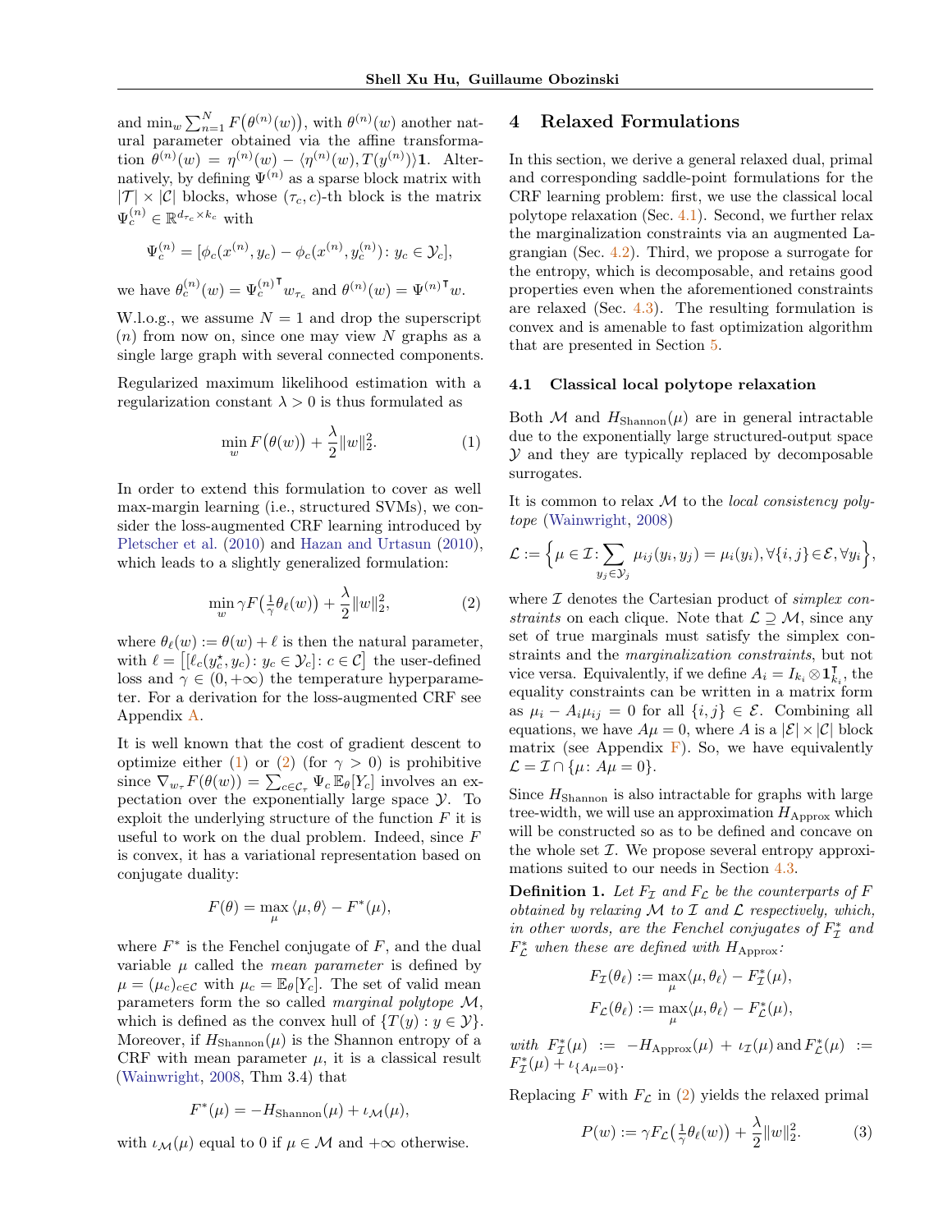and $\min_w \sum_{n=1}^N F\big(\theta^{(n)}(w)\big)$, with $\theta^{(n)}(w)$ another natural parameter obtained via the affine transformation $\theta^{(n)}(w) = \eta^{(n)}(w) - \langle \eta^{(n)}(w), T(y^{(n)})\rangle \mathbf{1}$. Alternatively, by defining $\Psi^{(n)}$ as a sparse block matrix with $|\mathcal{T}| \times |\mathcal{C}|$ blocks, whose $(\tau_c, c)$-th block is the matrix $\Psi_c^{(n)} \in \mathbb{R}^{d_{\tau_c} \times k_c}$ with

$$\Psi_c^{(n)} = [\phi_c(x^{(n)}, y_c) - \phi_c(x^{(n)}, y_c^{(n)}) \colon y_c \in \mathcal{Y}_c],$$

we have $\theta_c^{(n)}(w) = {\Psi_c^{(n)}}^\intercal w_{\tau_c}$ and $\theta^{(n)}(w) = {\Psi^{(n)}}^\intercal w$.

W.l.o.g., we assume $N = 1$ and drop the superscript $(n)$ from now on, since one may view $N$ graphs as a single large graph with several connected components.

Regularized maximum likelihood estimation with a regularization constant $\lambda > 0$ is thus formulated as

$$\min_w F\big(\theta(w)\big) + \frac{\lambda}{2}\|w\|_2^2. \tag{1}$$

In order to extend this formulation to cover as well max-margin learning (i.e., structured SVMs), we consider the loss-augmented CRF learning introduced by Pletscher et al. (2010) and Hazan and Urtasun (2010), which leads to a slightly generalized formulation:

$$\min_w \gamma F\big(\tfrac{1}{\gamma}\theta_\ell(w)\big) + \frac{\lambda}{2}\|w\|_2^2, \tag{2}$$

where $\theta_\ell(w) := \theta(w) + \ell$ is then the natural parameter, with $\ell = \big[[\ell_c(y_c^\star, y_c) \colon y_c \in \mathcal{Y}_c] \colon c \in \mathcal{C}\big]$ the user-defined loss and $\gamma \in (0, +\infty)$ the temperature hyperparameter. For a derivation for the loss-augmented CRF see Appendix A.

It is well known that the cost of gradient descent to optimize either (1) or (2) (for $\gamma > 0$) is prohibitive since $\nabla_{w_\tau} F(\theta(w)) = \sum_{c \in \mathcal{C}_\tau} \Psi_c \mathbb{E}_\theta[Y_c]$ involves an expectation over the exponentially large space $\mathcal{Y}$. To exploit the underlying structure of the function $F$ it is useful to work on the dual problem. Indeed, since $F$ is convex, it has a variational representation based on conjugate duality:

$$F(\theta) = \max_\mu \langle \mu, \theta \rangle - F^*(\mu),$$

where $F^*$ is the Fenchel conjugate of $F$, and the dual variable $\mu$ called the *mean parameter* is defined by $\mu = (\mu_c)_{c \in \mathcal{C}}$ with $\mu_c = \mathbb{E}_\theta[Y_c]$. The set of valid mean parameters form the so called *marginal polytope* $\mathcal{M}$, which is defined as the convex hull of $\{T(y) : y \in \mathcal{Y}\}$. Moreover, if $H_{\text{Shannon}}(\mu)$ is the Shannon entropy of a CRF with mean parameter $\mu$, it is a classical result (Wainwright, 2008, Thm 3.4) that

$$F^*(\mu) = -H_{\text{Shannon}}(\mu) + \iota_{\mathcal{M}}(\mu),$$

with $\iota_{\mathcal{M}}(\mu)$ equal to 0 if $\mu \in \mathcal{M}$ and $+\infty$ otherwise.

# 4 Relaxed Formulations

In this section, we derive a general relaxed dual, primal and corresponding saddle-point formulations for the CRF learning problem: first, we use the classical local polytope relaxation (Sec. 4.1). Second, we further relax the marginalization constraints via an augmented Lagrangian (Sec. 4.2). Third, we propose a surrogate for the entropy, which is decomposable, and retains good properties even when the aforementioned constraints are relaxed (Sec. 4.3). The resulting formulation is convex and is amenable to fast optimization algorithm that are presented in Section 5.

## 4.1 Classical local polytope relaxation

Both $\mathcal{M}$ and $H_{\text{Shannon}}(\mu)$ are in general intractable due to the exponentially large structured-output space $\mathcal{Y}$ and they are typically replaced by decomposable surrogates.

It is common to relax $\mathcal{M}$ to the *local consistency polytope* (Wainwright, 2008)

$$\mathcal{L} := \Big\{\mu \in \mathcal{I} \colon \sum_{y_j \in \mathcal{Y}_j} \mu_{ij}(y_i, y_j) = \mu_i(y_i), \forall \{i,j\} \in \mathcal{E}, \forall y_i \Big\},$$

where $\mathcal{I}$ denotes the Cartesian product of *simplex constraints* on each clique. Note that $\mathcal{L} \supseteq \mathcal{M}$, since any set of true marginals must satisfy the simplex constraints and the *marginalization constraints*, but not vice versa. Equivalently, if we define $A_i = I_{k_i} \otimes \mathbf{1}_{k_i}^\intercal$, the equality constraints can be written in a matrix form as $\mu_i - A_i \mu_{ij} = 0$ for all $\{i,j\} \in \mathcal{E}$. Combining all equations, we have $A\mu = 0$, where $A$ is a $|\mathcal{E}| \times |\mathcal{C}|$ block matrix (see Appendix F). So, we have equivalently $\mathcal{L} = \mathcal{I} \cap \{\mu \colon A\mu = 0\}$.

Since $H_{\text{Shannon}}$ is also intractable for graphs with large tree-width, we will use an approximation $H_{\text{Approx}}$ which will be constructed so as to be defined and concave on the whole set $\mathcal{I}$. We propose several entropy approximations suited to our needs in Section 4.3.

**Definition 1.** *Let $F_{\mathcal{I}}$ and $F_{\mathcal{L}}$ be the counterparts of $F$ obtained by relaxing $\mathcal{M}$ to $\mathcal{I}$ and $\mathcal{L}$ respectively, which, in other words, are the Fenchel conjugates of $F_{\mathcal{I}}^*$ and $F_{\mathcal{L}}^*$ when these are defined with $H_{\text{Approx}}$:*

$$F_{\mathcal{I}}(\theta_\ell) := \max_\mu \langle \mu, \theta_\ell \rangle - F_{\mathcal{I}}^*(\mu),$$

$$F_{\mathcal{L}}(\theta_\ell) := \max_\mu \langle \mu, \theta_\ell \rangle - F_{\mathcal{L}}^*(\mu),$$

*with* $F_{\mathcal{I}}^*(\mu) := -H_{\text{Approx}}(\mu) + \iota_{\mathcal{I}}(\mu)$ *and* $F_{\mathcal{L}}^*(\mu) := F_{\mathcal{I}}^*(\mu) + \iota_{\{A\mu = 0\}}$.

Replacing $F$ with $F_{\mathcal{L}}$ in (2) yields the relaxed primal

$$P(w) := \gamma F_{\mathcal{L}}\big(\tfrac{1}{\gamma}\theta_\ell(w)\big) + \frac{\lambda}{2}\|w\|_2^2. \tag{3}$$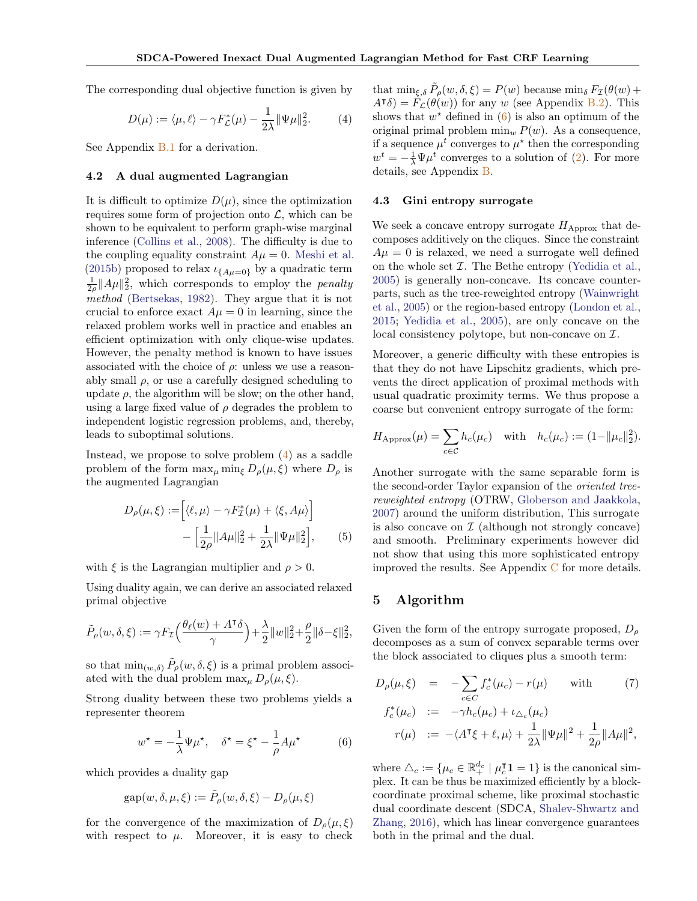The corresponding dual objective function is given by

$$D(\mu) := \langle \mu, \ell \rangle - \gamma F^*_{\mathcal{L}}(\mu) - \frac{1}{2\lambda}\|\Psi\mu\|_2^2. \qquad (4)$$

See Appendix B.1 for a derivation.

### 4.2 A dual augmented Lagrangian

It is difficult to optimize $D(\mu)$, since the optimization requires some form of projection onto $\mathcal{L}$, which can be shown to be equivalent to perform graph-wise marginal inference (Collins et al., 2008). The difficulty is due to the coupling equality constraint $A\mu = 0$. Meshi et al. (2015b) proposed to relax $\iota_{\{A\mu=0\}}$ by a quadratic term $\frac{1}{2\rho}\|A\mu\|_2^2$, which corresponds to employ the *penalty method* (Bertsekas, 1982). They argue that it is not crucial to enforce exact $A\mu = 0$ in learning, since the relaxed problem works well in practice and enables an efficient optimization with only clique-wise updates. However, the penalty method is known to have issues associated with the choice of $\rho$: unless we use a reasonably small $\rho$, or use a carefully designed scheduling to update $\rho$, the algorithm will be slow; on the other hand, using a large fixed value of $\rho$ degrades the problem to independent logistic regression problems, and, thereby, leads to suboptimal solutions.

Instead, we propose to solve problem (4) as a saddle problem of the form $\max_\mu \min_\xi D_\rho(\mu, \xi)$ where $D_\rho$ is the augmented Lagrangian

$$D_\rho(\mu, \xi) := \Big[\langle \ell, \mu\rangle - \gamma F^*_{\mathcal{I}}(\mu) + \langle \xi, A\mu\rangle\Big] - \Big[\frac{1}{2\rho}\|A\mu\|_2^2 + \frac{1}{2\lambda}\|\Psi\mu\|_2^2\Big], \qquad (5)$$

with $\xi$ is the Lagrangian multiplier and $\rho > 0$.

Using duality again, we can derive an associated relaxed primal objective

$$\tilde{P}_\rho(w, \delta, \xi) := \gamma F_{\mathcal{I}}\Big(\frac{\theta_\ell(w) + A^\intercal\delta}{\gamma}\Big) + \frac{\lambda}{2}\|w\|_2^2 + \frac{\rho}{2}\|\delta - \xi\|_2^2,$$

so that $\min_{(w,\delta)} \tilde{P}_\rho(w, \delta, \xi)$ is a primal problem associated with the dual problem $\max_\mu D_\rho(\mu, \xi)$.

Strong duality between these two problems yields a representer theorem

$$w^\star = -\frac{1}{\lambda}\Psi\mu^\star, \quad \delta^\star = \xi^\star - \frac{1}{\rho}A\mu^\star \qquad (6)$$

which provides a duality gap

$$\text{gap}(w, \delta, \mu, \xi) := \tilde{P}_\rho(w, \delta, \xi) - D_\rho(\mu, \xi)$$

for the convergence of the maximization of $D_\rho(\mu, \xi)$ with respect to $\mu$. Moreover, it is easy to check that $\min_{\xi,\delta} \tilde{P}_\rho(w, \delta, \xi) = P(w)$ because $\min_\delta F_{\mathcal{I}}(\theta(w) + A^\intercal\delta) = F_{\mathcal{L}}(\theta(w))$ for any $w$ (see Appendix B.2). This shows that $w^\star$ defined in (6) is also an optimum of the original primal problem $\min_w P(w)$. As a consequence, if a sequence $\mu^t$ converges to $\mu^\star$ then the corresponding $w^t = -\frac{1}{\lambda}\Psi\mu^t$ converges to a solution of (2). For more details, see Appendix B.

### 4.3 Gini entropy surrogate

We seek a concave entropy surrogate $H_{\text{Approx}}$ that decomposes additively on the cliques. Since the constraint $A\mu = 0$ is relaxed, we need a surrogate well defined on the whole set $\mathcal{I}$. The Bethe entropy (Yedidia et al., 2005) is generally non-concave. Its concave counterparts, such as the tree-reweighted entropy (Wainwright et al., 2005) or the region-based entropy (London et al., 2015; Yedidia et al., 2005), are only concave on the local consistency polytope, but non-concave on $\mathcal{I}$.

Moreover, a generic difficulty with these entropies is that they do not have Lipschitz gradients, which prevents the direct application of proximal methods with usual quadratic proximity terms. We thus propose a coarse but convenient entropy surrogate of the form:

$$H_{\text{Approx}}(\mu) = \sum_{c\in\mathcal{C}} h_c(\mu_c) \quad \text{with} \quad h_c(\mu_c) := (1 - \|\mu_c\|_2^2).$$

Another surrogate with the same separable form is the second-order Taylor expansion of the *oriented tree-reweighted entropy* (OTRW, Globerson and Jaakkola, 2007) around the uniform distribution, This surrogate is also concave on $\mathcal{I}$ (although not strongly concave) and smooth. Preliminary experiments however did not show that using this more sophisticated entropy improved the results. See Appendix C for more details.

## 5 Algorithm

Given the form of the entropy surrogate proposed, $D_\rho$ decomposes as a sum of convex separable terms over the block associated to cliques plus a smooth term:

$$\begin{aligned}
D_\rho(\mu, \xi) &= -\sum_{c\in C} f^*_c(\mu_c) - r(\mu) \qquad \text{with} \qquad (7)\\
f^*_c(\mu_c) &:= -\gamma h_c(\mu_c) + \iota_{\triangle_c}(\mu_c)\\
r(\mu) &:= -\langle A^\intercal\xi + \ell, \mu\rangle + \frac{1}{2\lambda}\|\Psi\mu\|^2 + \frac{1}{2\rho}\|A\mu\|^2,
\end{aligned}$$

where $\triangle_c := \{\mu_c \in \mathbb{R}^{d_c}_+ \mid \mu_c^\intercal\mathbf{1} = 1\}$ is the canonical simplex. It can be thus be maximized efficiently by a block-coordinate proximal scheme, like proximal stochastic dual coordinate descent (SDCA, Shalev-Shwartz and Zhang, 2016), which has linear convergence guarantees both in the primal and the dual.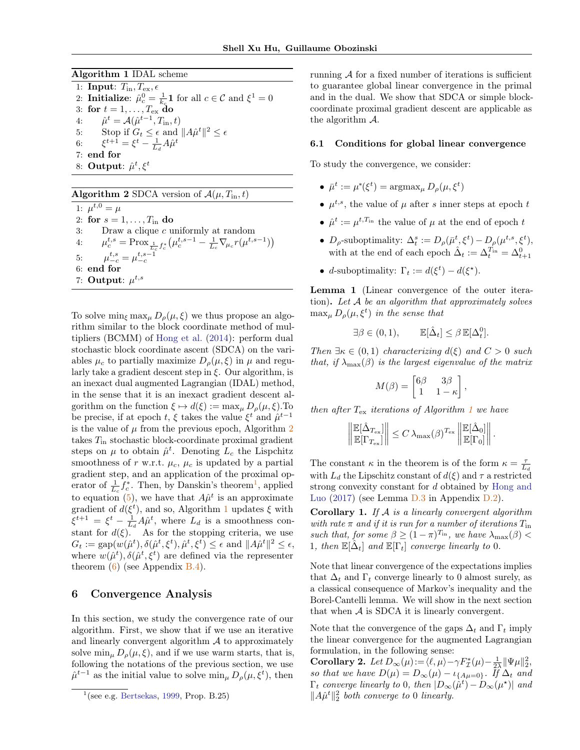**Algorithm 1** IDAL scheme

1: **Input**: $T_{\text{in}}, T_{\text{ex}}, \epsilon$
2: **Initialize**: $\hat{\mu}_c^0 = \frac{1}{k_c}\mathbf{1}$ for all $c \in \mathcal{C}$ and $\xi^1 = 0$
3: **for** $t = 1, \ldots, T_{\text{ex}}$ **do**
4: $\quad \hat{\mu}^t = \mathcal{A}(\hat{\mu}^{t-1}, T_{\text{in}}, t)$
5: $\quad$ Stop if $G_t \leq \epsilon$ and $\|A\hat{\mu}^t\|^2 \leq \epsilon$
6: $\quad \xi^{t+1} = \xi^t - \frac{1}{L_d} A\hat{\mu}^t$
7: **end for**
8: **Output**: $\hat{\mu}^t, \xi^t$

**Algorithm 2** SDCA version of $\mathcal{A}(\mu, T_{\text{in}}, t)$

1: $\mu^{t,0} = \mu$
2: **for** $s = 1, \ldots, T_{\text{in}}$ **do**
3: $\quad$ Draw a clique $c$ uniformly at random
4: $\quad \mu_c^{t,s} = \text{Prox}_{\frac{1}{L_c} f_c^*}\big(\mu_c^{t,s-1} - \frac{1}{L_c}\nabla_{\mu_c} r(\mu^{t,s-1})\big)$
5: $\quad \mu_{-c}^{t,s} = \mu_{-c}^{t,s-1}$
6: **end for**
7: **Output**: $\mu^{t,s}$

To solve $\min_\xi \max_\mu D_\rho(\mu, \xi)$ we thus propose an algorithm similar to the block coordinate method of multipliers (BCMM) of Hong et al. (2014): perform dual stochastic block coordinate ascent (SDCA) on the variables $\mu_c$ to partially maximize $D_\rho(\mu, \xi)$ in $\mu$ and regularly take a gradient descent step in $\xi$. Our algorithm, is an inexact dual augmented Lagrangian (IDAL) method, in the sense that it is an inexact gradient descent algorithm on the function $\xi \mapsto d(\xi) := \max_\mu D_\rho(\mu, \xi)$.To be precise, if at epoch $t$, $\xi$ takes the value $\xi^t$ and $\hat{\mu}^{t-1}$ is the value of $\mu$ from the previous epoch, Algorithm 2 takes $T_{\text{in}}$ stochastic block-coordinate proximal gradient steps on $\mu$ to obtain $\hat{\mu}^t$. Denoting $L_c$ the Lispchitz smoothness of $r$ w.r.t. $\mu_c$, $\mu_c$ is updated by a partial gradient step, and an application of the proximal operator of $\frac{1}{L_c} f_c^*$. Then, by Danskin's theorem[1], applied to equation (5), we have that $A\hat{\mu}^t$ is an approximate gradient of $d(\xi^t)$, and so, Algorithm 1 updates $\xi$ with $\xi^{t+1} = \xi^t - \frac{1}{L_d} A\hat{\mu}^t$, where $L_d$ is a smoothness constant for $d(\xi)$. As for the stopping criteria, we use $G_t := \text{gap}(w(\hat{\mu}^t), \delta(\hat{\mu}^t, \xi^t), \hat{\mu}^t, \xi^t) \leq \epsilon$ and $\|A\hat{\mu}^t\|^2 \leq \epsilon$, where $w(\hat{\mu}^t), \delta(\hat{\mu}^t, \xi^t)$ are defined via the representer theorem (6) (see Appendix B.4).

# 6 Convergence Analysis

In this section, we study the convergence rate of our algorithm. First, we show that if we use an iterative and linearly convergent algorithm $\mathcal{A}$ to approximately solve $\min_\mu D_\rho(\mu, \xi)$, and if we use warm starts, that is, following the notations of the previous section, we use $\hat{\mu}^{t-1}$ as the initial value to solve $\min_\mu D_\rho(\mu, \xi^t)$, then running $\mathcal{A}$ for a fixed number of iterations is sufficient to guarantee global linear convergence in the primal and in the dual. We show that SDCA or simple block-coordinate proximal gradient descent are applicable as the algorithm $\mathcal{A}$.

## 6.1 Conditions for global linear convergence

To study the convergence, we consider:

- $\bar{\mu}^t := \mu^*(\xi^t) = \text{argmax}_\mu D_\rho(\mu, \xi^t)$
- $\mu^{t,s}$, the value of $\mu$ after $s$ inner steps at epoch $t$
- $\hat{\mu}^t := \mu^{t,T_{\text{in}}}$ the value of $\mu$ at the end of epoch $t$
- $D_\rho$-suboptimality: $\Delta_t^s := D_\rho(\bar{\mu}^t, \xi^t) - D_\rho(\mu^{t,s}, \xi^t)$, with at the end of each epoch $\hat{\Delta}_t := \Delta_t^{T_{\text{in}}} = \Delta_{t+1}^0$
- $d$-suboptimality: $\Gamma_t := d(\xi^t) - d(\xi^\star)$.

**Lemma 1** (Linear convergence of the outer iteration)**.** *Let $\mathcal{A}$ be an algorithm that approximately solves $\max_\mu D_\rho(\mu, \xi^t)$ in the sense that*

$$\exists \beta \in (0,1), \qquad \mathbb{E}[\hat{\Delta}_t] \leq \beta\, \mathbb{E}[\Delta_t^0].$$

*Then $\exists \kappa \in (0,1)$ characterizing $d(\xi)$ and $C > 0$ such that, if $\lambda_{\max}(\beta)$ is the largest eigenvalue of the matrix*

$$M(\beta) = \begin{bmatrix} 6\beta & 3\beta \\ 1 & 1-\kappa \end{bmatrix},$$

*then after $T_{\text{ex}}$ iterations of Algorithm 1 we have*

$$\left\| \begin{matrix} \mathbb{E}[\hat{\Delta}_{T_{\text{ex}}}] \\ \mathbb{E}[\Gamma_{T_{\text{ex}}}] \end{matrix} \right\| \leq C\, \lambda_{\max}(\beta)^{T_{\text{ex}}} \left\| \begin{matrix} \mathbb{E}[\hat{\Delta}_0] \\ \mathbb{E}[\Gamma_0] \end{matrix} \right\|.$$

The constant $\kappa$ in the theorem is of the form $\kappa = \frac{\tau}{L_d}$ with $L_d$ the Lipschitz constant of $d(\xi)$ and $\tau$ a restricted strong convexity constant for $d$ obtained by Hong and Luo (2017) (see Lemma D.3 in Appendix D.2).

**Corollary 1.** *If $\mathcal{A}$ is a linearly convergent algorithm with rate $\pi$ and if it is run for a number of iterations $T_{\text{in}}$ such that, for some $\beta \geq (1-\pi)^{T_{\text{in}}}$, we have $\lambda_{\max}(\beta) < 1$, then $\mathbb{E}[\hat{\Delta}_t]$ and $\mathbb{E}[\Gamma_t]$ converge linearly to 0.*

Note that linear convergence of the expectations implies that $\Delta_t$ and $\Gamma_t$ converge linearly to 0 almost surely, as a classical consequence of Markov's inequality and the Borel-Cantelli lemma. We will show in the next section that when $\mathcal{A}$ is SDCA it is linearly convergent.

Note that the convergence of the gaps $\Delta_t$ and $\Gamma_t$ imply the linear convergence for the augmented Lagrangian formulation, in the following sense:

**Corollary 2.** *Let $D_\infty(\mu) := \langle \ell, \mu \rangle - \gamma F_{\mathcal{I}}^*(\mu) - \frac{1}{2\lambda}\|\Psi\mu\|_2^2$, so that we have $D(\mu) = D_\infty(\mu) - \iota_{\{A\mu=0\}}$. If $\Delta_t$ and $\Gamma_t$ converge linearly to 0, then $|D_\infty(\hat{\mu}^t) - D_\infty(\mu^\star)|$ and $\|A\hat{\mu}^t\|_2^2$ both converge to 0 linearly.*

[1] (see e.g. Bertsekas, 1999, Prop. B.25)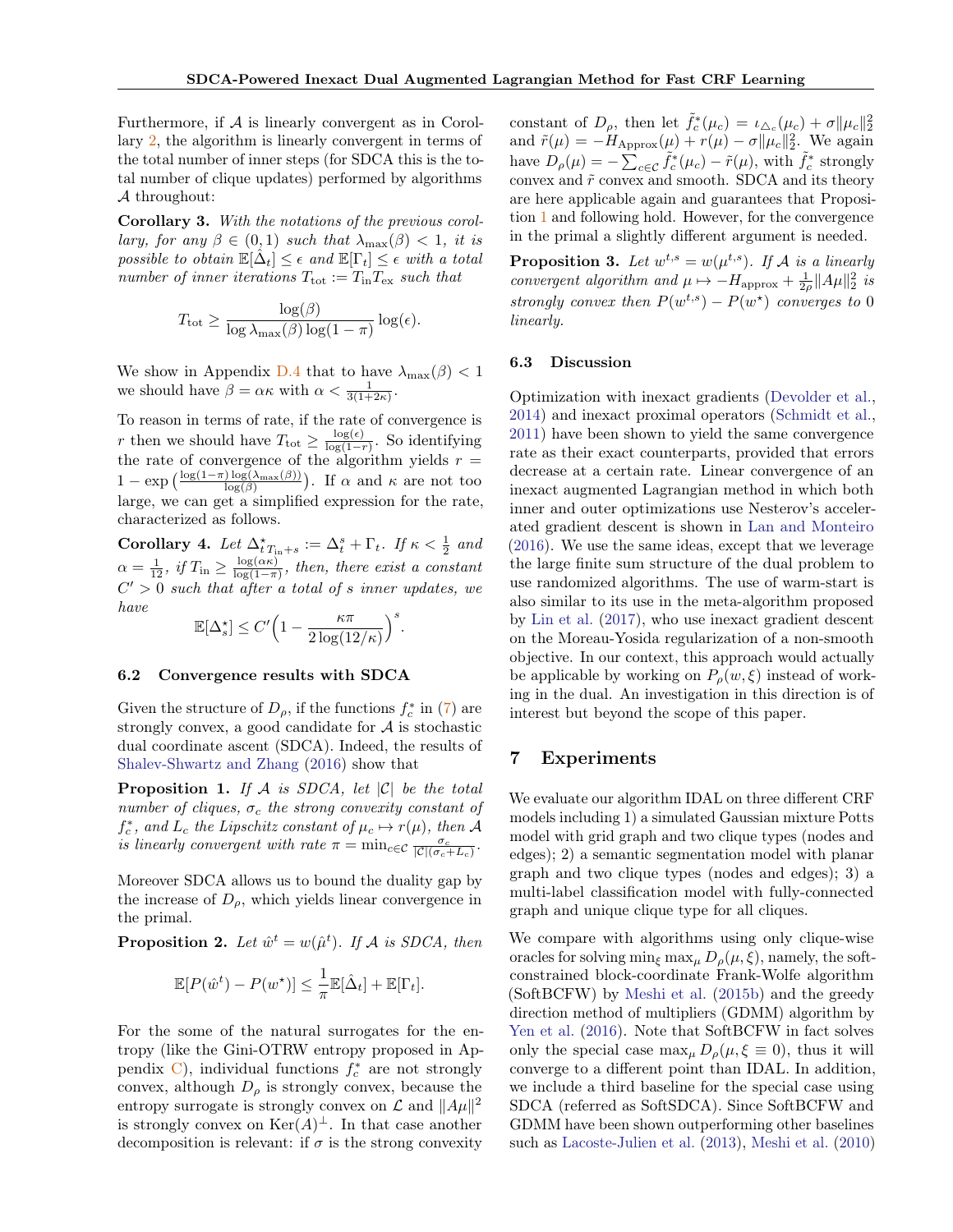Furthermore, if $\mathcal{A}$ is linearly convergent as in Corollary 2, the algorithm is linearly convergent in terms of the total number of inner steps (for SDCA this is the total number of clique updates) performed by algorithms $\mathcal{A}$ throughout:

**Corollary 3.** *With the notations of the previous corollary, for any $\beta \in (0,1)$ such that $\lambda_{\max}(\beta) < 1$, it is possible to obtain $\mathbb{E}[\hat{\Delta}_t] \leq \epsilon$ and $\mathbb{E}[\Gamma_t] \leq \epsilon$ with a total number of inner iterations $T_{\text{tot}} := T_{\text{in}} T_{\text{ex}}$ such that*

$$T_{\text{tot}} \geq \frac{\log(\beta)}{\log \lambda_{\max}(\beta) \log(1-\pi)} \log(\epsilon).$$

We show in Appendix D.4 that to have $\lambda_{\max}(\beta) < 1$ we should have $\beta = \alpha\kappa$ with $\alpha < \frac{1}{3(1+2\kappa)}$.

To reason in terms of rate, if the rate of convergence is $r$ then we should have $T_{\text{tot}} \geq \frac{\log(\epsilon)}{\log(1-r)}$. So identifying the rate of convergence of the algorithm yields $r = 1 - \exp\left(\frac{\log(1-\pi)\log(\lambda_{\max}(\beta))}{\log(\beta)}\right)$. If $\alpha$ and $\kappa$ are not too large, we can get a simplified expression for the rate, characterized as follows.

**Corollary 4.** *Let $\Delta^\star_{tT_{\text{in}}+s} := \Delta^s_t + \Gamma_t$. If $\kappa < \frac{1}{2}$ and $\alpha = \frac{1}{12}$, if $T_{\text{in}} \geq \frac{\log(\alpha\kappa)}{\log(1-\pi)}$, then, there exist a constant $C' > 0$ such that after a total of $s$ inner updates, we have*

$$\mathbb{E}[\Delta^\star_s] \leq C'\Big(1 - \frac{\kappa\pi}{2\log(12/\kappa)}\Big)^s.$$

### 6.2 Convergence results with SDCA

Given the structure of $D_\rho$, if the functions $f^*_c$ in (7) are strongly convex, a good candidate for $\mathcal{A}$ is stochastic dual coordinate ascent (SDCA). Indeed, the results of Shalev-Shwartz and Zhang (2016) show that

**Proposition 1.** *If $\mathcal{A}$ is SDCA, let $|\mathcal{C}|$ be the total number of cliques, $\sigma_c$ the strong convexity constant of $f^*_c$, and $L_c$ the Lipschitz constant of $\mu_c \mapsto r(\mu)$, then $\mathcal{A}$ is linearly convergent with rate $\pi = \min_{c \in \mathcal{C}} \frac{\sigma_c}{|\mathcal{C}|(\sigma_c + L_c)}$.*

Moreover SDCA allows us to bound the duality gap by the increase of $D_\rho$, which yields linear convergence in the primal.

**Proposition 2.** *Let $\hat{w}^t = w(\hat{\mu}^t)$. If $\mathcal{A}$ is SDCA, then*

$$\mathbb{E}[P(\hat{w}^t) - P(w^\star)] \leq \frac{1}{\pi}\mathbb{E}[\hat{\Delta}_t] + \mathbb{E}[\Gamma_t].$$

For the some of the natural surrogates for the entropy (like the Gini-OTRW entropy proposed in Appendix C), individual functions $f^*_c$ are not strongly convex, although $D_\rho$ is strongly convex, because the entropy surrogate is strongly convex on $\mathcal{L}$ and $\|A\mu\|^2$ is strongly convex on $\text{Ker}(A)^\perp$. In that case another decomposition is relevant: if $\sigma$ is the strong convexity constant of $D_\rho$, then let $\tilde{f}^*_c(\mu_c) = \iota_{\triangle_c}(\mu_c) + \sigma\|\mu_c\|^2_2$ and $\tilde{r}(\mu) = -H_{\text{Approx}}(\mu) + r(\mu) - \sigma\|\mu_c\|^2_2$. We again have $D_\rho(\mu) = -\sum_{c \in \mathcal{C}} \tilde{f}^*_c(\mu_c) - \tilde{r}(\mu)$, with $\tilde{f}^*_c$ strongly convex and $\tilde{r}$ convex and smooth. SDCA and its theory are here applicable again and guarantees that Proposition 1 and following hold. However, for the convergence in the primal a slightly different argument is needed.

**Proposition 3.** *Let $w^{t,s} = w(\mu^{t,s})$. If $\mathcal{A}$ is a linearly convergent algorithm and $\mu \mapsto -H_{\text{approx}} + \frac{1}{2\rho}\|A\mu\|^2_2$ is strongly convex then $P(w^{t,s}) - P(w^\star)$ converges to 0 linearly.*

### 6.3 Discussion

Optimization with inexact gradients (Devolder et al., 2014) and inexact proximal operators (Schmidt et al., 2011) have been shown to yield the same convergence rate as their exact counterparts, provided that errors decrease at a certain rate. Linear convergence of an inexact augmented Lagrangian method in which both inner and outer optimizations use Nesterov's accelerated gradient descent is shown in Lan and Monteiro (2016). We use the same ideas, except that we leverage the large finite sum structure of the dual problem to use randomized algorithms. The use of warm-start is also similar to its use in the meta-algorithm proposed by Lin et al. (2017), who use inexact gradient descent on the Moreau-Yosida regularization of a non-smooth objective. In our context, this approach would actually be applicable by working on $P_\rho(w, \xi)$ instead of working in the dual. An investigation in this direction is of interest but beyond the scope of this paper.

## 7 Experiments

We evaluate our algorithm IDAL on three different CRF models including 1) a simulated Gaussian mixture Potts model with grid graph and two clique types (nodes and edges); 2) a semantic segmentation model with planar graph and two clique types (nodes and edges); 3) a multi-label classification model with fully-connected graph and unique clique type for all cliques.

We compare with algorithms using only clique-wise oracles for solving $\min_\xi \max_\mu D_\rho(\mu, \xi)$, namely, the soft-constrained block-coordinate Frank-Wolfe algorithm (SoftBCFW) by Meshi et al. (2015b) and the greedy direction method of multipliers (GDMM) algorithm by Yen et al. (2016). Note that SoftBCFW in fact solves only the special case $\max_\mu D_\rho(\mu, \xi \equiv 0)$, thus it will converge to a different point than IDAL. In addition, we include a third baseline for the special case using SDCA (referred as SoftSDCA). Since SoftBCFW and GDMM have been shown outperforming other baselines such as Lacoste-Julien et al. (2013), Meshi et al. (2010)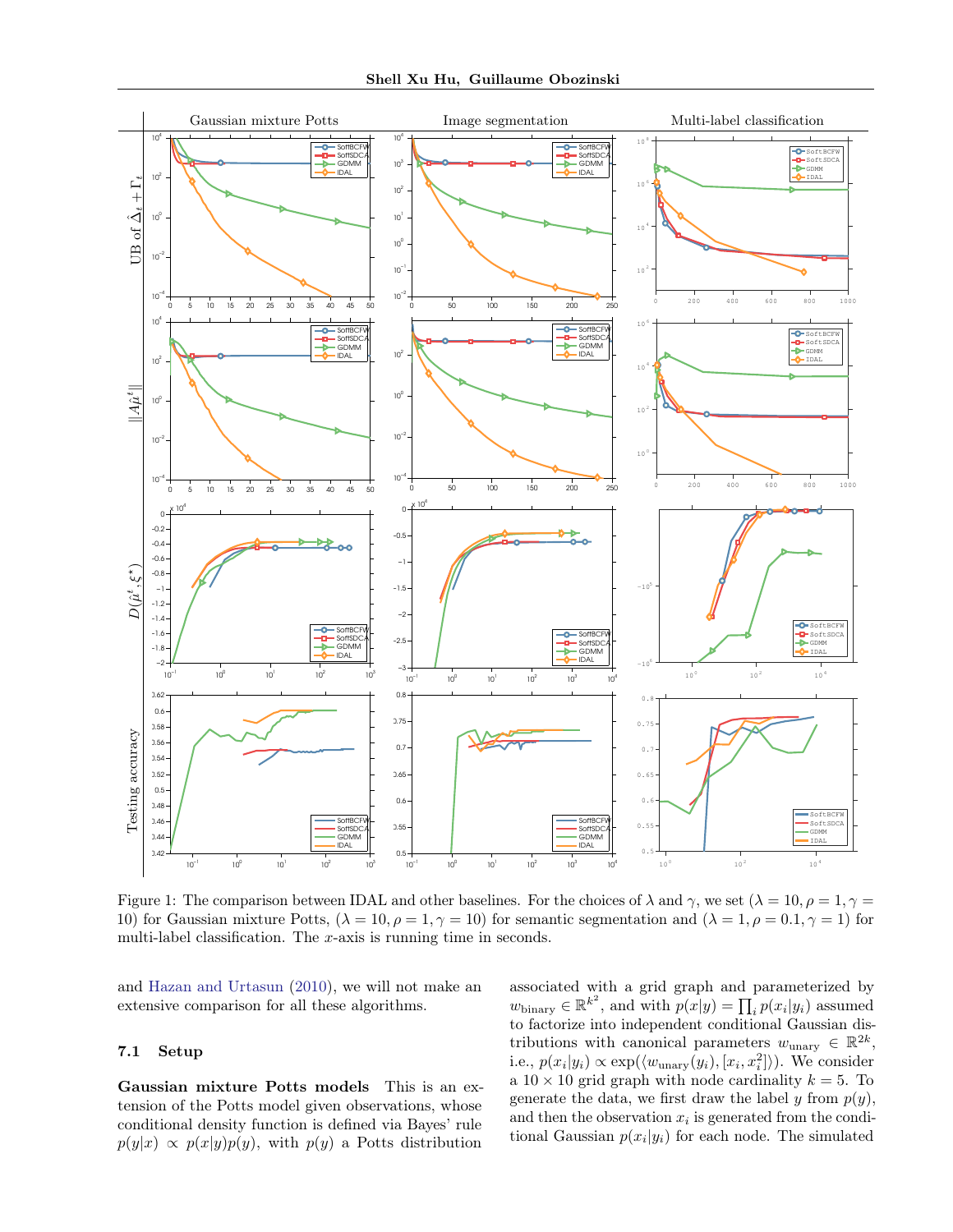Figure 1: The comparison between IDAL and other baselines. For the choices of $\lambda$ and $\gamma$, we set ($\lambda = 10, \rho = 1, \gamma = 10$) for Gaussian mixture Potts, ($\lambda = 10, \rho = 1, \gamma = 10$) for semantic segmentation and ($\lambda = 1, \rho = 0.1, \gamma = 1$) for multi-label classification. The $x$-axis is running time in seconds.

and Hazan and Urtasun (2010), we will not make an extensive comparison for all these algorithms.

### 7.1 Setup

**Gaussian mixture Potts models** This is an extension of the Potts model given observations, whose conditional density function is defined via Bayes' rule $p(y|x) \propto p(x|y)p(y)$, with $p(y)$ a Potts distribution associated with a grid graph and parameterized by $w_{\text{binary}} \in \mathbb{R}^{k^2}$, and with $p(x|y) = \prod_i p(x_i|y_i)$ assumed to factorize into independent conditional Gaussian distributions with canonical parameters $w_{\text{unary}} \in \mathbb{R}^{2k}$, i.e., $p(x_i|y_i) \propto \exp(\langle w_{\text{unary}}(y_i), [x_i, x_i^2] \rangle)$. We consider a $10 \times 10$ grid graph with node cardinality $k = 5$. To generate the data, we first draw the label $y$ from $p(y)$, and then the observation $x_i$ is generated from the conditional Gaussian $p(x_i|y_i)$ for each node. The simulated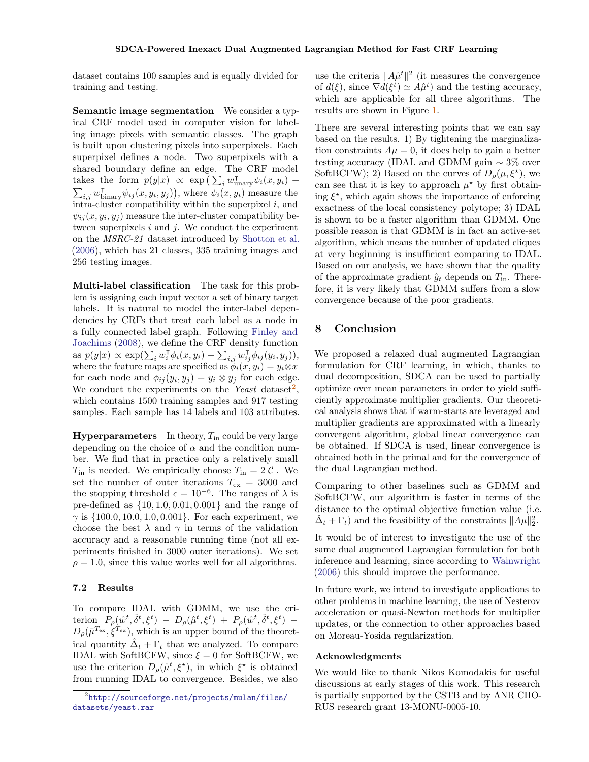dataset contains 100 samples and is equally divided for training and testing.

**Semantic image segmentation** We consider a typical CRF model used in computer vision for labeling image pixels with semantic classes. The graph is built upon clustering pixels into superpixels. Each superpixel defines a node. Two superpixels with a shared boundary define an edge. The CRF model takes the form $p(y|x) \propto \exp\big(\sum_i w_{\text{unary}}^\intercal \psi_i(x, y_i) + \sum_{i,j} w_{\text{binary}}^\intercal \psi_{ij}(x, y_i, y_j)\big)$, where $\psi_i(x, y_i)$ measure the intra-cluster compatibility within the superpixel $i$, and $\psi_{ij}(x, y_i, y_j)$ measure the inter-cluster compatibility between superpixels $i$ and $j$. We conduct the experiment on the *MSRC-21* dataset introduced by Shotton et al. (2006), which has 21 classes, 335 training images and 256 testing images.

**Multi-label classification** The task for this problem is assigning each input vector a set of binary target labels. It is natural to model the inter-label dependencies by CRFs that treat each label as a node in a fully connected label graph. Following Finley and Joachims (2008), we define the CRF density function as $p(y|x) \propto \exp(\sum_i w_i^\intercal \phi_i(x, y_i) + \sum_{i,j} w_{ij}^\intercal \phi_{ij}(y_i, y_j))$, where the feature maps are specified as $\phi_i(x, y_i) = y_i \otimes x$ for each node and $\phi_{ij}(y_i, y_j) = y_i \otimes y_j$ for each edge. We conduct the experiments on the *Yeast* dataset[2], which contains 1500 training samples and 917 testing samples. Each sample has 14 labels and 103 attributes.

**Hyperparameters** In theory, $T_{\text{in}}$ could be very large depending on the choice of $\alpha$ and the condition number. We find that in practice only a relatively small $T_{\text{in}}$ is needed. We empirically choose $T_{\text{in}} = 2|\mathcal{C}|$. We set the number of outer iterations $T_{\text{ex}} = 3000$ and the stopping threshold $\epsilon = 10^{-6}$. The ranges of $\lambda$ is pre-defined as $\{10, 1.0, 0.01, 0.001\}$ and the range of $\gamma$ is $\{100.0, 10.0, 1.0, 0.001\}$. For each experiment, we choose the best $\lambda$ and $\gamma$ in terms of the validation accuracy and a reasonable running time (not all experiments finished in 3000 outer iterations). We set $\rho = 1.0$, since this value works well for all algorithms.

### 7.2 Results

To compare IDAL with GDMM, we use the criterion $P_\rho(\hat{w}^t, \hat{\delta}^t, \xi^t) - D_\rho(\hat{\mu}^t, \xi^t) + P_\rho(\hat{w}^t, \hat{\delta}^t, \xi^t) - D_\rho(\bar{\mu}^{T_{\text{ex}}}, \xi^{T_{\text{ex}}})$, which is an upper bound of the theoretical quantity $\hat{\Delta}_t + \Gamma_t$ that we analyzed. To compare IDAL with SoftBCFW, since $\xi = 0$ for SoftBCFW, we use the criterion $D_\rho(\hat{\mu}^t, \xi^\star)$, in which $\xi^\star$ is obtained from running IDAL to convergence. Besides, we also use the criteria $\|A\hat{\mu}^t\|^2$ (it measures the convergence of $d(\xi)$, since $\nabla d(\xi^t) \simeq A\hat{\mu}^t$) and the testing accuracy, which are applicable for all three algorithms. The results are shown in Figure 1.

There are several interesting points that we can say based on the results. 1) By tightening the marginalization constraints $A\mu = 0$, it does help to gain a better testing accuracy (IDAL and GDMM gain $\sim 3\%$ over SoftBCFW); 2) Based on the curves of $D_\rho(\mu, \xi^\star)$, we can see that it is key to approach $\mu^\star$ by first obtaining $\xi^\star$, which again shows the importance of enforcing exactness of the local consistency polytope; 3) IDAL is shown to be a faster algorithm than GDMM. One possible reason is that GDMM is in fact an active-set algorithm, which means the number of updated cliques at very beginning is insufficient comparing to IDAL. Based on our analysis, we have shown that the quality of the approximate gradient $\hat{g}_t$ depends on $T_{\text{in}}$. Therefore, it is very likely that GDMM suffers from a slow convergence because of the poor gradients.

## 8 Conclusion

We proposed a relaxed dual augmented Lagrangian formulation for CRF learning, in which, thanks to dual decomposition, SDCA can be used to partially optimize over mean parameters in order to yield sufficiently approximate multiplier gradients. Our theoretical analysis shows that if warm-starts are leveraged and multiplier gradients are approximated with a linearly convergent algorithm, global linear convergence can be obtained. If SDCA is used, linear convergence is obtained both in the primal and for the convergence of the dual Lagrangian method.

Comparing to other baselines such as GDMM and SoftBCFW, our algorithm is faster in terms of the distance to the optimal objective function value (i.e. $\hat{\Delta}_t + \Gamma_t$) and the feasibility of the constraints $\|A\mu\|_2^2$.

It would be of interest to investigate the use of the same dual augmented Lagrangian formulation for both inference and learning, since according to Wainwright (2006) this should improve the performance.

In future work, we intend to investigate applications to other problems in machine learning, the use of Nesterov acceleration or quasi-Newton methods for multiplier updates, or the connection to other approaches based on Moreau-Yosida regularization.

### Acknowledgments

We would like to thank Nikos Komodakis for useful discussions at early stages of this work. This research is partially supported by the CSTB and by ANR CHORUS research grant 13-MONU-0005-10.

---

[2] http://sourceforge.net/projects/mulan/files/datasets/yeast.rar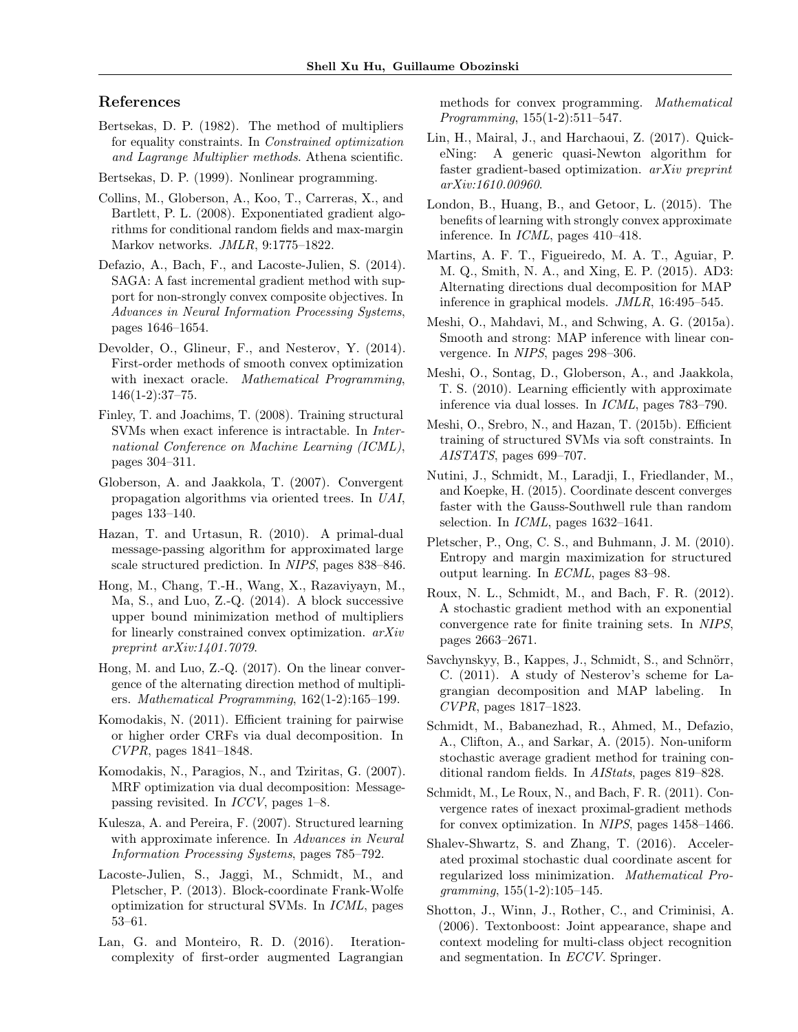## References

Bertsekas, D. P. (1982). The method of multipliers for equality constraints. In *Constrained optimization and Lagrange Multiplier methods*. Athena scientific.

Bertsekas, D. P. (1999). Nonlinear programming.

Collins, M., Globerson, A., Koo, T., Carreras, X., and Bartlett, P. L. (2008). Exponentiated gradient algorithms for conditional random fields and max-margin Markov networks. *JMLR*, 9:1775–1822.

Defazio, A., Bach, F., and Lacoste-Julien, S. (2014). SAGA: A fast incremental gradient method with support for non-strongly convex composite objectives. In *Advances in Neural Information Processing Systems*, pages 1646–1654.

Devolder, O., Glineur, F., and Nesterov, Y. (2014). First-order methods of smooth convex optimization with inexact oracle. *Mathematical Programming*, 146(1-2):37–75.

Finley, T. and Joachims, T. (2008). Training structural SVMs when exact inference is intractable. In *International Conference on Machine Learning (ICML)*, pages 304–311.

Globerson, A. and Jaakkola, T. (2007). Convergent propagation algorithms via oriented trees. In *UAI*, pages 133–140.

Hazan, T. and Urtasun, R. (2010). A primal-dual message-passing algorithm for approximated large scale structured prediction. In *NIPS*, pages 838–846.

Hong, M., Chang, T.-H., Wang, X., Razaviyayn, M., Ma, S., and Luo, Z.-Q. (2014). A block successive upper bound minimization method of multipliers for linearly constrained convex optimization. *arXiv preprint arXiv:1401.7079*.

Hong, M. and Luo, Z.-Q. (2017). On the linear convergence of the alternating direction method of multipliers. *Mathematical Programming*, 162(1-2):165–199.

Komodakis, N. (2011). Efficient training for pairwise or higher order CRFs via dual decomposition. In *CVPR*, pages 1841–1848.

Komodakis, N., Paragios, N., and Tziritas, G. (2007). MRF optimization via dual decomposition: Message-passing revisited. In *ICCV*, pages 1–8.

Kulesza, A. and Pereira, F. (2007). Structured learning with approximate inference. In *Advances in Neural Information Processing Systems*, pages 785–792.

Lacoste-Julien, S., Jaggi, M., Schmidt, M., and Pletscher, P. (2013). Block-coordinate Frank-Wolfe optimization for structural SVMs. In *ICML*, pages 53–61.

Lan, G. and Monteiro, R. D. (2016). Iteration-complexity of first-order augmented Lagrangian methods for convex programming. *Mathematical Programming*, 155(1-2):511–547.

Lin, H., Mairal, J., and Harchaoui, Z. (2017). QuickeNing: A generic quasi-Newton algorithm for faster gradient-based optimization. *arXiv preprint arXiv:1610.00960*.

London, B., Huang, B., and Getoor, L. (2015). The benefits of learning with strongly convex approximate inference. In *ICML*, pages 410–418.

Martins, A. F. T., Figueiredo, M. A. T., Aguiar, P. M. Q., Smith, N. A., and Xing, E. P. (2015). AD3: Alternating directions dual decomposition for MAP inference in graphical models. *JMLR*, 16:495–545.

Meshi, O., Mahdavi, M., and Schwing, A. G. (2015a). Smooth and strong: MAP inference with linear convergence. In *NIPS*, pages 298–306.

Meshi, O., Sontag, D., Globerson, A., and Jaakkola, T. S. (2010). Learning efficiently with approximate inference via dual losses. In *ICML*, pages 783–790.

Meshi, O., Srebro, N., and Hazan, T. (2015b). Efficient training of structured SVMs via soft constraints. In *AISTATS*, pages 699–707.

Nutini, J., Schmidt, M., Laradji, I., Friedlander, M., and Koepke, H. (2015). Coordinate descent converges faster with the Gauss-Southwell rule than random selection. In *ICML*, pages 1632–1641.

Pletscher, P., Ong, C. S., and Buhmann, J. M. (2010). Entropy and margin maximization for structured output learning. In *ECML*, pages 83–98.

Roux, N. L., Schmidt, M., and Bach, F. R. (2012). A stochastic gradient method with an exponential convergence rate for finite training sets. In *NIPS*, pages 2663–2671.

Savchynskyy, B., Kappes, J., Schmidt, S., and Schnörr, C. (2011). A study of Nesterov's scheme for Lagrangian decomposition and MAP labeling. In *CVPR*, pages 1817–1823.

Schmidt, M., Babanezhad, R., Ahmed, M., Defazio, A., Clifton, A., and Sarkar, A. (2015). Non-uniform stochastic average gradient method for training conditional random fields. In *AIStats*, pages 819–828.

Schmidt, M., Le Roux, N., and Bach, F. R. (2011). Convergence rates of inexact proximal-gradient methods for convex optimization. In *NIPS*, pages 1458–1466.

Shalev-Shwartz, S. and Zhang, T. (2016). Accelerated proximal stochastic dual coordinate ascent for regularized loss minimization. *Mathematical Programming*, 155(1-2):105–145.

Shotton, J., Winn, J., Rother, C., and Criminisi, A. (2006). Textonboost: Joint appearance, shape and context modeling for multi-class object recognition and segmentation. In *ECCV*. Springer.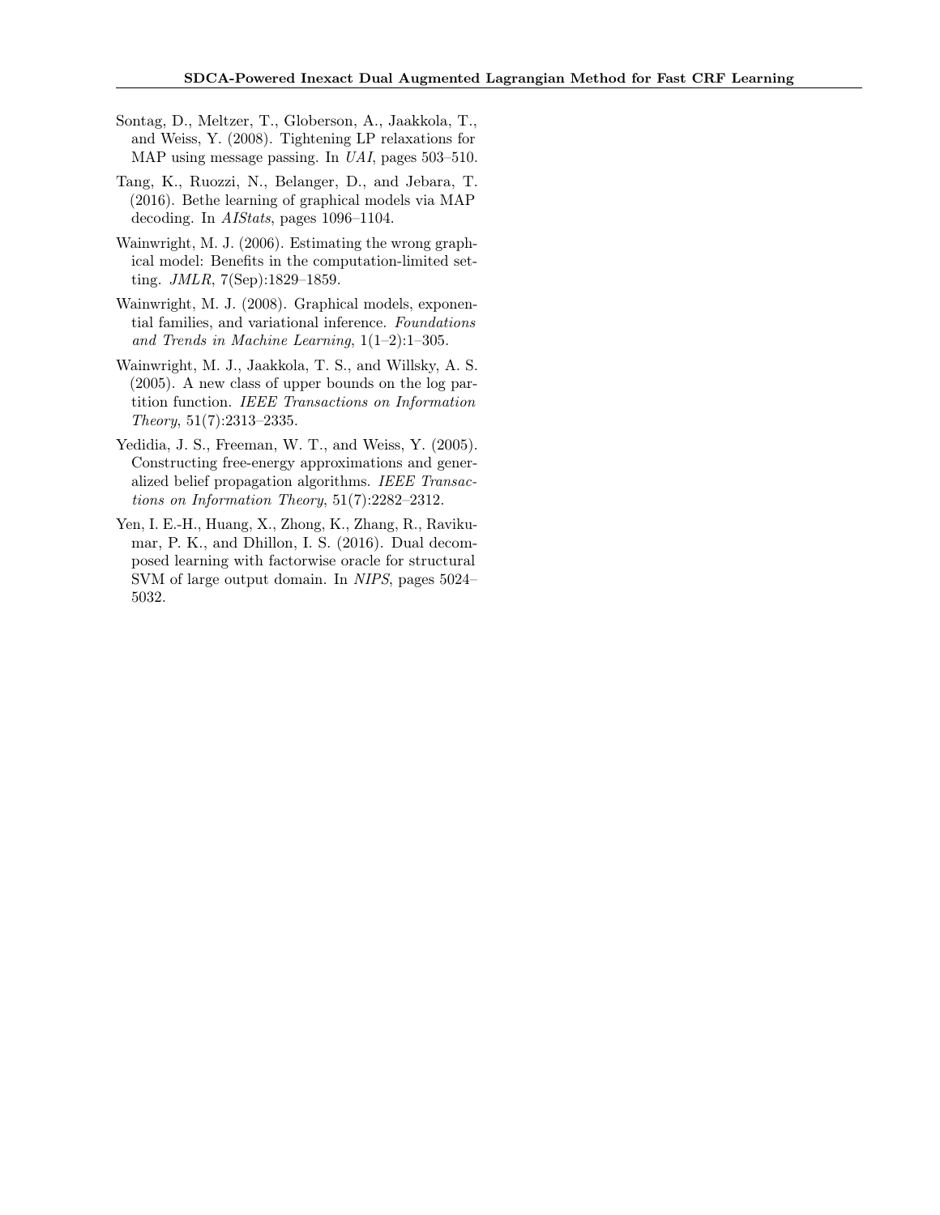Sontag, D., Meltzer, T., Globerson, A., Jaakkola, T., and Weiss, Y. (2008). Tightening LP relaxations for MAP using message passing. In *UAI*, pages 503–510.

Tang, K., Ruozzi, N., Belanger, D., and Jebara, T. (2016). Bethe learning of graphical models via MAP decoding. In *AIStats*, pages 1096–1104.

Wainwright, M. J. (2006). Estimating the wrong graphical model: Benefits in the computation-limited setting. *JMLR*, 7(Sep):1829–1859.

Wainwright, M. J. (2008). Graphical models, exponential families, and variational inference. *Foundations and Trends in Machine Learning*, 1(1–2):1–305.

Wainwright, M. J., Jaakkola, T. S., and Willsky, A. S. (2005). A new class of upper bounds on the log partition function. *IEEE Transactions on Information Theory*, 51(7):2313–2335.

Yedidia, J. S., Freeman, W. T., and Weiss, Y. (2005). Constructing free-energy approximations and generalized belief propagation algorithms. *IEEE Transactions on Information Theory*, 51(7):2282–2312.

Yen, I. E.-H., Huang, X., Zhong, K., Zhang, R., Ravikumar, P. K., and Dhillon, I. S. (2016). Dual decomposed learning with factorwise oracle for structural SVM of large output domain. In *NIPS*, pages 5024–5032.